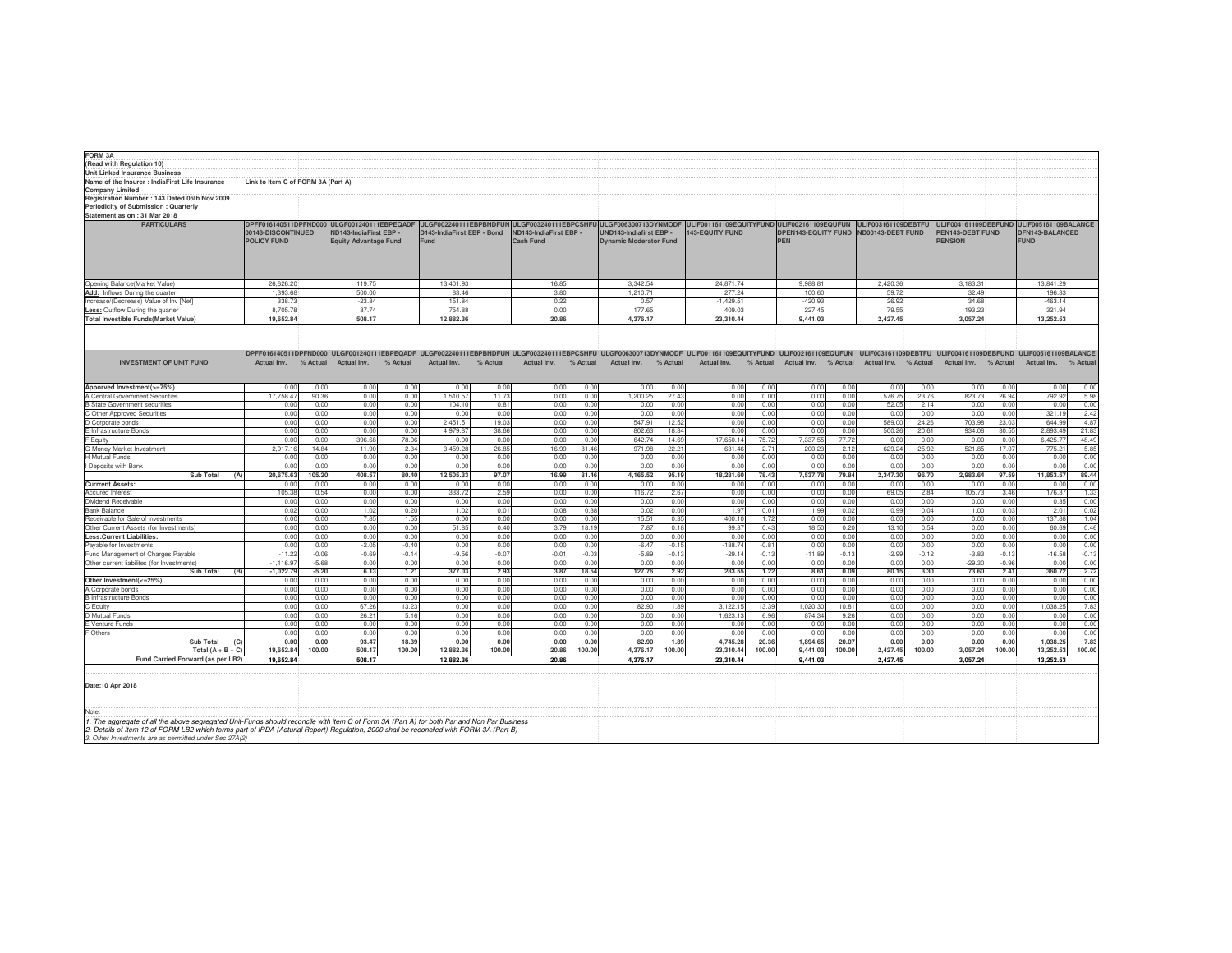**FORM 3A**

**(Read with Regulation 10)**

**Unit Linked Insurance Business**

**Name of the Insurer : IndiaFirst Life Insurance Company Limited** Link to Item C of FORM 3A (Part A)

**Registration Number : 143 Dated 05th Nov 2009**

**Periodicity of Submission : Quarterly**

**Statement as on : 31 Mar 2018**

| PARTICULARS | DPFF016140511DPFND000 00143-DISCONTINUED POLICY FUND | ULGF001240111EBPEQADF ND143-IndiaFirst EBP - Equity Advantage Fund | ULGF002240111EBPBNDFUN D143-IndiaFirst EBP - Bond Fund | ULGF003240111EBPCSHFU ND143-IndiaFirst EBP - Cash Fund | ULGF006300713DYNMODF UND143-Indiafirst EBP - Dynamic Moderator Fund | ULIF001161109EQUITYFUND 143-EQUITY FUND | ULIF002161109EQUFUN DPEN143-EQUITY FUND PEN | ULIF003161109DEBTFU ND00143-DEBT FUND | ULIF004161109DEBFUND PEN143-DEBT FUND PENSION | ULIF005161109BALANCE DFN143-BALANCED FUND |
|---|---|---|---|---|---|---|---|---|---|---|
| Opening Balance(Market Value) | 26,626.20 | 119.75 | 13,401.93 | 16.85 | 3,342.54 | 24,871.74 | 9,988.81 | 2,420.36 | 3,183.31 | 13,841.29 |
| **Add:** Inflows During the quarter | 1,393.68 | 500.00 | 83.46 | 3.80 | 1,210.71 | 277.24 | 100.60 | 59.72 | 32.49 | 196.33 |
| Increase/(Decrease) Value of Inv [Net] | 338.73 | -23.84 | 151.84 | 0.22 | 0.57 | -1,429.51 | -420.93 | 26.92 | 34.68 | -463.14 |
| **Less:** Outflow During the quarter | 8,705.78 | 87.74 | 754.88 | 0.00 | 177.65 | 409.03 | 227.45 | 79.55 | 193.23 | 321.94 |
| **Total Investible Funds(Market Value)** | **19,652.84** | **508.17** | **12,882.36** | **20.86** | **4,376.17** | **23,310.44** | **9,441.03** | **2,427.45** | **3,057.24** | **13,252.53** |

| INVESTMENT OF UNIT FUND | DPFF016140511DPFND000 Actual Inv. | % Actual | ULGF001240111EBPEQADF Actual Inv. | % Actual | ULGF002240111EBPBNDFUN Actual Inv. | % Actual | ULGF003240111EBPCSHFU Actual Inv. | % Actual | ULGF006300713DYNMODF Actual Inv. | % Actual | ULIF001161109EQUITYFUND Actual Inv. | % Actual | ULIF002161109EQUFUN Actual Inv. | % Actual | ULIF003161109DEBTFU Actual Inv. | % Actual | ULIF004161109DEBFUND Actual Inv. | % Actual | ULIF005161109BALANCE Actual Inv. | % Actual |
|---|---|---|---|---|---|---|---|---|---|---|---|---|---|---|---|---|---|---|---|---|
| **Apporved Investment(>=75%)** | 0.00 | 0.00 | 0.00 | 0.00 | 0.00 | 0.00 | 0.00 | 0.00 | 0.00 | 0.00 | 0.00 | 0.00 | 0.00 | 0.00 | 0.00 | 0.00 | 0.00 | 0.00 | 0.00 | 0.00 |
| A Central Government Securities | 17,758.47 | 90.36 | 0.00 | 0.00 | 1,510.57 | 11.73 | 0.00 | 0.00 | 1,200.25 | 27.43 | 0.00 | 0.00 | 0.00 | 0.00 | 576.75 | 23.76 | 823.73 | 26.94 | 792.92 | 5.98 |
| B State Government securities | 0.00 | 0.00 | 0.00 | 0.00 | 104.10 | 0.81 | 0.00 | 0.00 | 0.00 | 0.00 | 0.00 | 0.00 | 0.00 | 0.00 | 52.05 | 2.14 | 0.00 | 0.00 | 0.00 | 0.00 |
| C Other Approved Securities | 0.00 | 0.00 | 0.00 | 0.00 | 0.00 | 0.00 | 0.00 | 0.00 | 0.00 | 0.00 | 0.00 | 0.00 | 0.00 | 0.00 | 0.00 | 0.00 | 0.00 | 0.00 | 321.19 | 2.42 |
| D Corporate bonds | 0.00 | 0.00 | 0.00 | 0.00 | 2,451.51 | 19.03 | 0.00 | 0.00 | 547.91 | 12.52 | 0.00 | 0.00 | 0.00 | 0.00 | 589.00 | 24.26 | 703.98 | 23.03 | 644.99 | 4.87 |
| E Infrastructure Bonds | 0.00 | 0.00 | 0.00 | 0.00 | 4,979.87 | 38.66 | 0.00 | 0.00 | 802.63 | 18.34 | 0.00 | 0.00 | 0.00 | 0.00 | 500.26 | 20.61 | 934.08 | 30.55 | 2,893.49 | 21.83 |
| F Equity | 0.00 | 0.00 | 396.68 | 78.06 | 0.00 | 0.00 | 0.00 | 0.00 | 642.74 | 14.69 | 17,650.14 | 75.72 | 7,337.55 | 77.72 | 0.00 | 0.00 | 0.00 | 0.00 | 6,425.77 | 48.49 |
| G Money Market Investment | 2,917.16 | 14.84 | 11.90 | 2.34 | 3,459.28 | 26.85 | 16.99 | 81.46 | 971.98 | 22.21 | 631.46 | 2.71 | 200.23 | 2.12 | 629.24 | 25.92 | 521.85 | 17.07 | 775.21 | 5.85 |
| H Mutual Funds | 0.00 | 0.00 | 0.00 | 0.00 | 0.00 | 0.00 | 0.00 | 0.00 | 0.00 | 0.00 | 0.00 | 0.00 | 0.00 | 0.00 | 0.00 | 0.00 | 0.00 | 0.00 | 0.00 | 0.00 |
| I Deposits with Bank | 0.00 | 0.00 | 0.00 | 0.00 | 0.00 | 0.00 | 0.00 | 0.00 | 0.00 | 0.00 | 0.00 | 0.00 | 0.00 | 0.00 | 0.00 | 0.00 | 0.00 | 0.00 | 0.00 | 0.00 |
| **Sub Total (A)** | **20,675.63** | **105.20** | **408.57** | **80.40** | **12,505.33** | **97.07** | **16.99** | **81.46** | **4,165.52** | **95.19** | **18,281.60** | **78.43** | **7,537.78** | **79.84** | **2,347.30** | **96.70** | **2,983.64** | **97.59** | **11,853.57** | **89.44** |
| **Currrent Assets:** | 0.00 | 0.00 | 0.00 | 0.00 | 0.00 | 0.00 | 0.00 | 0.00 | 0.00 | 0.00 | 0.00 | 0.00 | 0.00 | 0.00 | 0.00 | 0.00 | 0.00 | 0.00 | 0.00 | 0.00 |
| Accured Interest | 105.38 | 0.54 | 0.00 | 0.00 | 333.72 | 2.59 | 0.00 | 0.00 | 116.72 | 2.67 | 0.00 | 0.00 | 0.00 | 0.00 | 69.05 | 2.84 | 105.73 | 3.46 | 176.37 | 1.33 |
| Dividend Receivable | 0.00 | 0.00 | 0.00 | 0.00 | 0.00 | 0.00 | 0.00 | 0.00 | 0.00 | 0.00 | 0.00 | 0.00 | 0.00 | 0.00 | 0.00 | 0.00 | 0.00 | 0.00 | 0.35 | 0.00 |
| Bank Balance | 0.02 | 0.00 | 1.02 | 0.20 | 1.02 | 0.01 | 0.08 | 0.38 | 0.02 | 0.00 | 1.97 | 0.01 | 1.99 | 0.02 | 0.99 | 0.04 | 1.00 | 0.03 | 2.01 | 0.02 |
| Receivable for Sale of Investments | 0.00 | 0.00 | 7.85 | 1.55 | 0.00 | 0.00 | 0.00 | 0.00 | 15.51 | 0.35 | 400.10 | 1.72 | 0.00 | 0.00 | 0.00 | 0.00 | 0.00 | 0.00 | 137.88 | 1.04 |
| Other Current Assets (for Investments) | 0.00 | 0.00 | 0.00 | 0.00 | 51.85 | 0.40 | 3.79 | 18.19 | 7.87 | 0.18 | 99.37 | 0.43 | 18.50 | 0.20 | 13.10 | 0.54 | 0.00 | 0.00 | 60.69 | 0.46 |
| **Less:Current Liabilities:** | 0.00 | 0.00 | 0.00 | 0.00 | 0.00 | 0.00 | 0.00 | 0.00 | 0.00 | 0.00 | 0.00 | 0.00 | 0.00 | 0.00 | 0.00 | 0.00 | 0.00 | 0.00 | 0.00 | 0.00 |
| Payable for Investments | 0.00 | 0.00 | -2.05 | -0.40 | 0.00 | 0.00 | 0.00 | 0.00 | -6.47 | -0.15 | -188.74 | -0.81 | 0.00 | 0.00 | 0.00 | 0.00 | 0.00 | 0.00 | 0.00 | 0.00 |
| Fund Management of Charges Payable | -11.22 | -0.06 | -0.69 | -0.14 | -9.56 | -0.07 | -0.01 | -0.03 | -5.89 | -0.13 | -29.14 | -0.13 | -11.89 | -0.13 | -2.99 | -0.12 | -3.83 | -0.13 | -16.58 | -0.13 |
| Other current liabilites (for Investments) | -1,116.97 | -5.68 | 0.00 | 0.00 | 0.00 | 0.00 | 0.00 | 0.00 | 0.00 | 0.00 | 0.00 | 0.00 | 0.00 | 0.00 | 0.00 | 0.00 | -29.30 | -0.96 | 0.00 | 0.00 |
| **Sub Total (B)** | **-1,022.79** | **-5.20** | **6.13** | **1.21** | **377.03** | **2.93** | **3.87** | **18.54** | **127.76** | **2.92** | **283.55** | **1.22** | **8.61** | **0.09** | **80.15** | **3.30** | **73.60** | **2.41** | **360.72** | **2.72** |
| **Other Investment(<=25%)** | 0.00 | 0.00 | 0.00 | 0.00 | 0.00 | 0.00 | 0.00 | 0.00 | 0.00 | 0.00 | 0.00 | 0.00 | 0.00 | 0.00 | 0.00 | 0.00 | 0.00 | 0.00 | 0.00 | 0.00 |
| A Corporate bonds | 0.00 | 0.00 | 0.00 | 0.00 | 0.00 | 0.00 | 0.00 | 0.00 | 0.00 | 0.00 | 0.00 | 0.00 | 0.00 | 0.00 | 0.00 | 0.00 | 0.00 | 0.00 | 0.00 | 0.00 |
| B Infrastructure Bonds | 0.00 | 0.00 | 0.00 | 0.00 | 0.00 | 0.00 | 0.00 | 0.00 | 0.00 | 0.00 | 0.00 | 0.00 | 0.00 | 0.00 | 0.00 | 0.00 | 0.00 | 0.00 | 0.00 | 0.00 |
| C Equity | 0.00 | 0.00 | 67.26 | 13.23 | 0.00 | 0.00 | 0.00 | 0.00 | 82.90 | 1.89 | 3,122.15 | 13.39 | 1,020.30 | 10.81 | 0.00 | 0.00 | 0.00 | 0.00 | 1,038.25 | 7.83 |
| D Mutual Funds | 0.00 | 0.00 | 26.21 | 5.16 | 0.00 | 0.00 | 0.00 | 0.00 | 0.00 | 0.00 | 1,623.13 | 6.96 | 874.34 | 9.26 | 0.00 | 0.00 | 0.00 | 0.00 | 0.00 | 0.00 |
| E Venture Funds | 0.00 | 0.00 | 0.00 | 0.00 | 0.00 | 0.00 | 0.00 | 0.00 | 0.00 | 0.00 | 0.00 | 0.00 | 0.00 | 0.00 | 0.00 | 0.00 | 0.00 | 0.00 | 0.00 | 0.00 |
| F Others | 0.00 | 0.00 | 0.00 | 0.00 | 0.00 | 0.00 | 0.00 | 0.00 | 0.00 | 0.00 | 0.00 | 0.00 | 0.00 | 0.00 | 0.00 | 0.00 | 0.00 | 0.00 | 0.00 | 0.00 |
| **Sub Total (C)** | **0.00** | **0.00** | **93.47** | **18.39** | **0.00** | **0.00** | **0.00** | **0.00** | **82.90** | **1.89** | **4,745.28** | **20.36** | **1,894.65** | **20.07** | **0.00** | **0.00** | **0.00** | **0.00** | **1,038.25** | **7.83** |
| **Total (A + B + C)** | **19,652.84** | **100.00** | **508.17** | **100.00** | **12,882.36** | **100.00** | **20.86** | **100.00** | **4,376.17** | **100.00** | **23,310.44** | **100.00** | **9,441.03** | **100.00** | **2,427.45** | **100.00** | **3,057.24** | **100.00** | **13,252.53** | **100.00** |
| **Fund Carried Forward (as per LB2)** | **19,652.84** | | **508.17** | | **12,882.36** | | **20.86** | | **4,376.17** | | **23,310.44** | | **9,441.03** | | **2,427.45** | | **3,057.24** | | **13,252.53** | |

**Date:10 Apr 2018**

Note:

*1. The aggregate of all the above segregated Unit-Funds should reconcile with item C of Form 3A (Part A) for both Par and Non Par Business*

*2. Details of Item 12 of FORM LB2 which forms part of IRDA (Acturial Report) Regulation, 2000 shall be reconciled with FORM 3A (Part B)*

*3. Other Investments are as permitted under Sec 27A(2)*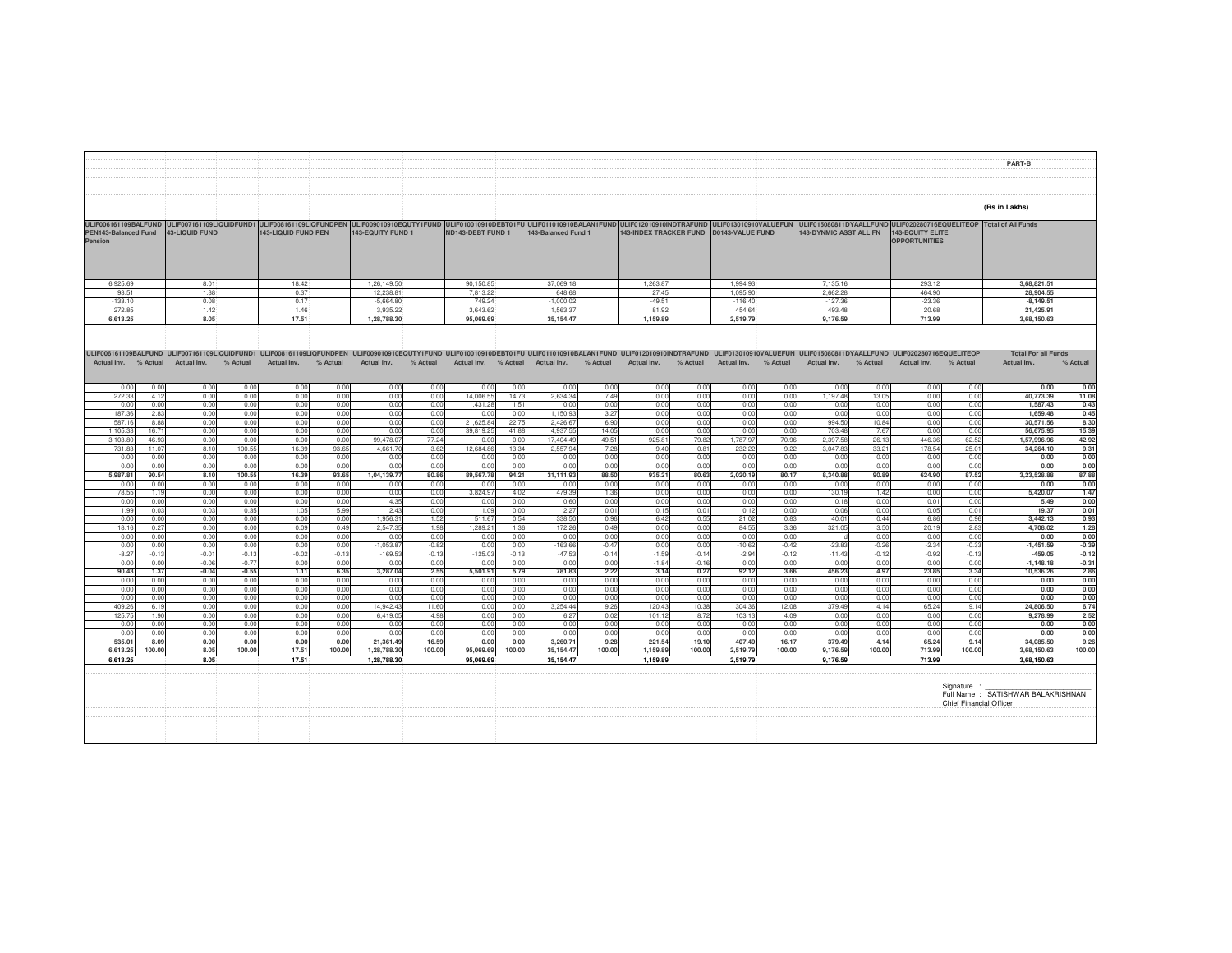**PART-B**

**(Rs in Lakhs)**

| ULIF006161109BALFUNDPEN143-Balanced Fund Pension | ULIF007161109LIQUIDFUND143-LIQUID FUND | ULIF008161109LIQFUNDPEN143-LIQUID FUND PEN | ULIF009010910EQUTY1FUND143-EQUITY FUND 1 | ULIF010010910DEBT01FUND143-DEBT FUND 1 | ULIF011010910BALAN1FUND143-Balanced Fund 1 | ULIF012010910INDTRAFUND143-INDEX TRACKER FUND | ULIF013010910VALUEFUND0143-VALUE FUND | ULIF015080811DYAALLFUND143-DYNMIC ASST ALL FN | ULIF020280716EQUELITEOP143-EQUITY ELITE OPPORTUNITIES | Total of All Funds |
|---|---|---|---|---|---|---|---|---|---|---|
| 6,925.69 | 8.01 | 18.42 | 1,26,149.50 | 90,150.85 | 37,069.18 | 1,263.87 | 1,994.93 | 7,135.16 | 293.12 | **3,68,821.51** |
| 93.51 | 1.38 | 0.37 | 12,238.81 | 7,813.22 | 648.68 | 27.45 | 1,095.90 | 2,662.28 | 464.90 | **28,904.55** |
| -133.10 | 0.08 | 0.17 | -5,664.80 | 749.24 | -1,000.02 | -49.51 | -116.40 | -127.36 | -23.36 | **-8,149.51** |
| 272.85 | 1.42 | 1.46 | 3,935.22 | 3,643.62 | 1,563.37 | 81.92 | 454.64 | 493.48 | 20.68 | **21,425.91** |
| **6,613.25** | **8.05** | **17.51** | **1,28,788.30** | **95,069.69** | **35,154.47** | **1,159.89** | **2,519.79** | **9,176.59** | **713.99** | **3,68,150.63** |

| ULIF006161109BALFUND | | ULIF007161109LIQUIDFUND1 | | ULIF008161109LIQFUNDPEN | | ULIF009010910EQUTY1FUND | | ULIF010010910DEBT01FU | | ULIF011010910BALAN1FUND | | ULIF012010910INDTRAFUND | | ULIF013010910VALUEFUN | | ULIF015080811DYAALLFUND | | ULIF020280716EQUELITEOP | | Total For all Funds | |
|---|---|---|---|---|---|---|---|---|---|---|---|---|---|---|---|---|---|---|---|---|---|
| Actual Inv. | % Actual | Actual Inv. | % Actual | Actual Inv. | % Actual | Actual Inv. | % Actual | Actual Inv. | % Actual | Actual Inv. | % Actual | Actual Inv. | % Actual | Actual Inv. | % Actual | Actual Inv. | % Actual | Actual Inv. | % Actual | Actual Inv. | % Actual |
| 0.00 | 0.00 | 0.00 | 0.00 | 0.00 | 0.00 | 0.00 | 0.00 | 0.00 | 0.00 | 0.00 | 0.00 | 0.00 | 0.00 | 0.00 | 0.00 | 0.00 | 0.00 | 0.00 | 0.00 | **0.00** | **0.00** |
| 272.33 | 4.12 | 0.00 | 0.00 | 0.00 | 0.00 | 0.00 | 0.00 | 14,006.55 | 14.73 | 2,634.34 | 7.49 | 0.00 | 0.00 | 0.00 | 0.00 | 1,197.48 | 13.05 | 0.00 | 0.00 | **40,773.39** | **11.08** |
| 0.00 | 0.00 | 0.00 | 0.00 | 0.00 | 0.00 | 0.00 | 0.00 | 1,431.28 | 1.51 | 0.00 | 0.00 | 0.00 | 0.00 | 0.00 | 0.00 | 0.00 | 0.00 | 0.00 | 0.00 | **1,587.43** | **0.43** |
| 187.36 | 2.83 | 0.00 | 0.00 | 0.00 | 0.00 | 0.00 | 0.00 | 0.00 | 0.00 | 1,150.93 | 3.27 | 0.00 | 0.00 | 0.00 | 0.00 | 0.00 | 0.00 | 0.00 | 0.00 | **1,659.48** | **0.45** |
| 587.16 | 8.88 | 0.00 | 0.00 | 0.00 | 0.00 | 0.00 | 0.00 | 21,625.84 | 22.75 | 2,426.67 | 6.90 | 0.00 | 0.00 | 0.00 | 0.00 | 994.50 | 10.84 | 0.00 | 0.00 | **30,571.56** | **8.30** |
| 1,105.33 | 16.71 | 0.00 | 0.00 | 0.00 | 0.00 | 0.00 | 0.00 | 39,819.25 | 41.88 | 4,937.55 | 14.05 | 0.00 | 0.00 | 0.00 | 0.00 | 703.48 | 7.67 | 0.00 | 0.00 | **56,675.95** | **15.39** |
| 3,103.80 | 46.93 | 0.00 | 0.00 | 0.00 | 0.00 | 99,478.07 | 77.24 | 0.00 | 0.00 | 17,404.49 | 49.51 | 925.81 | 79.82 | 1,787.97 | 70.96 | 2,397.58 | 26.13 | 446.36 | 62.52 | **1,57,996.96** | **42.92** |
| 731.83 | 11.07 | 8.10 | 100.55 | 16.39 | 93.65 | 4,661.70 | 3.62 | 12,684.86 | 13.34 | 2,557.94 | 7.28 | 9.40 | 0.81 | 232.22 | 9.22 | 3,047.83 | 33.21 | 178.54 | 25.01 | **34,264.10** | **9.31** |
| 0.00 | 0.00 | 0.00 | 0.00 | 0.00 | 0.00 | 0.00 | 0.00 | 0.00 | 0.00 | 0.00 | 0.00 | 0.00 | 0.00 | 0.00 | 0.00 | 0.00 | 0.00 | 0.00 | 0.00 | **0.00** | **0.00** |
| 0.00 | 0.00 | 0.00 | 0.00 | 0.00 | 0.00 | 0.00 | 0.00 | 0.00 | 0.00 | 0.00 | 0.00 | 0.00 | 0.00 | 0.00 | 0.00 | 0.00 | 0.00 | 0.00 | 0.00 | **0.00** | **0.00** |
| **5,987.81** | **90.54** | **8.10** | **100.55** | **16.39** | **93.65** | **1,04,139.77** | **80.86** | **89,567.78** | **94.21** | **31,111.93** | **88.50** | **935.21** | **80.63** | **2,020.19** | **80.17** | **8,340.88** | **90.89** | **624.90** | **87.52** | **3,23,528.88** | **87.88** |
| 0.00 | 0.00 | 0.00 | 0.00 | 0.00 | 0.00 | 0.00 | 0.00 | 0.00 | 0.00 | 0.00 | 0.00 | 0.00 | 0.00 | 0.00 | 0.00 | 0.00 | 0.00 | 0.00 | 0.00 | **0.00** | **0.00** |
| 78.55 | 1.19 | 0.00 | 0.00 | 0.00 | 0.00 | 0.00 | 0.00 | 3,824.97 | 4.02 | 479.39 | 1.36 | 0.00 | 0.00 | 0.00 | 0.00 | 130.19 | 1.42 | 0.00 | 0.00 | **5,420.07** | **1.47** |
| 0.00 | 0.00 | 0.00 | 0.00 | 0.00 | 0.00 | 4.35 | 0.00 | 0.00 | 0.00 | 0.60 | 0.00 | 0.00 | 0.00 | 0.00 | 0.00 | 0.18 | 0.00 | 0.01 | 0.00 | **5.49** | **0.00** |
| 1.99 | 0.03 | 0.03 | 0.35 | 1.05 | 5.99 | 2.43 | 0.00 | 1.09 | 0.00 | 2.27 | 0.01 | 0.15 | 0.01 | 0.12 | 0.00 | 0.06 | 0.00 | 0.05 | 0.01 | **19.37** | **0.01** |
| 0.00 | 0.00 | 0.00 | 0.00 | 0.00 | 0.00 | 1,956.31 | 1.52 | 511.67 | 0.54 | 338.50 | 0.96 | 6.42 | 0.55 | 21.02 | 0.83 | 40.01 | 0.44 | 6.86 | 0.96 | **3,442.13** | **0.93** |
| 18.16 | 0.27 | 0.00 | 0.00 | 0.09 | 0.49 | 2,547.35 | 1.98 | 1,289.21 | 1.36 | 172.26 | 0.49 | 0.00 | 0.00 | 84.55 | 3.36 | 321.05 | 3.50 | 20.19 | 2.83 | **4,708.02** | **1.28** |
| 0.00 | 0.00 | 0.00 | 0.00 | 0.00 | 0.00 | 0.00 | 0.00 | 0.00 | 0.00 | 0.00 | 0.00 | 0.00 | 0.00 | 0.00 | 0.00 | 0 | 0.00 | 0.00 | 0.00 | **0.00** | **0.00** |
| 0.00 | 0.00 | 0.00 | 0.00 | 0.00 | 0.00 | -1,053.87 | -0.82 | 0.00 | 0.00 | -163.66 | -0.47 | 0.00 | 0.00 | -10.62 | -0.42 | -23.83 | -0.26 | -2.34 | -0.33 | **-1,451.59** | **-0.39** |
| -8.27 | -0.13 | -0.01 | -0.13 | -0.02 | -0.13 | -169.53 | -0.13 | -125.03 | -0.13 | -47.53 | -0.14 | -1.59 | -0.14 | -2.94 | -0.12 | -11.43 | -0.12 | -0.92 | -0.13 | **-459.05** | **-0.12** |
| 0.00 | 0.00 | -0.06 | -0.77 | 0.00 | 0.00 | 0.00 | 0.00 | 0.00 | 0.00 | 0.00 | 0.00 | -1.84 | -0.16 | 0.00 | 0.00 | 0.00 | 0.00 | 0.00 | 0.00 | **-1,148.18** | **-0.31** |
| **90.43** | **1.37** | **-0.04** | **-0.55** | **1.11** | **6.35** | **3,287.04** | **2.55** | **5,501.91** | **5.79** | **781.83** | **2.22** | **3.14** | **0.27** | **92.12** | **3.66** | **456.23** | **4.97** | **23.85** | **3.34** | **10,536.26** | **2.86** |
| 0.00 | 0.00 | 0.00 | 0.00 | 0.00 | 0.00 | 0.00 | 0.00 | 0.00 | 0.00 | 0.00 | 0.00 | 0.00 | 0.00 | 0.00 | 0.00 | 0.00 | 0.00 | 0.00 | 0.00 | **0.00** | **0.00** |
| 0.00 | 0.00 | 0.00 | 0.00 | 0.00 | 0.00 | 0.00 | 0.00 | 0.00 | 0.00 | 0.00 | 0.00 | 0.00 | 0.00 | 0.00 | 0.00 | 0.00 | 0.00 | 0.00 | 0.00 | **0.00** | **0.00** |
| 0.00 | 0.00 | 0.00 | 0.00 | 0.00 | 0.00 | 0.00 | 0.00 | 0.00 | 0.00 | 0.00 | 0.00 | 0.00 | 0.00 | 0.00 | 0.00 | 0.00 | 0.00 | 0.00 | 0.00 | **0.00** | **0.00** |
| 409.26 | 6.19 | 0.00 | 0.00 | 0.00 | 0.00 | 14,942.43 | 11.60 | 0.00 | 0.00 | 3,254.44 | 9.26 | 120.43 | 10.38 | 304.36 | 12.08 | 379.49 | 4.14 | 65.24 | 9.14 | **24,806.50** | **6.74** |
| 125.75 | 1.90 | 0.00 | 0.00 | 0.00 | 0.00 | 6,419.05 | 4.98 | 0.00 | 0.00 | 6.27 | 0.02 | 101.12 | 8.72 | 103.13 | 4.09 | 0.00 | 0.00 | 0.00 | 0.00 | **9,278.99** | **2.52** |
| 0.00 | 0.00 | 0.00 | 0.00 | 0.00 | 0.00 | 0.00 | 0.00 | 0.00 | 0.00 | 0.00 | 0.00 | 0.00 | 0.00 | 0.00 | 0.00 | 0.00 | 0.00 | 0.00 | 0.00 | **0.00** | **0.00** |
| 0.00 | 0.00 | 0.00 | 0.00 | 0.00 | 0.00 | 0.00 | 0.00 | 0.00 | 0.00 | 0.00 | 0.00 | 0.00 | 0.00 | 0.00 | 0.00 | 0.00 | 0.00 | 0.00 | 0.00 | **0.00** | **0.00** |
| **535.01** | **8.09** | **0.00** | **0.00** | **0.00** | **0.00** | **21,361.49** | **16.59** | **0.00** | **0.00** | **3,260.71** | **9.28** | **221.54** | **19.10** | **407.49** | **16.17** | **379.49** | **4.14** | **65.24** | **9.14** | **34,085.50** | **9.26** |
| **6,613.25** | **100.00** | **8.05** | **100.00** | **17.51** | **100.00** | **1,28,788.30** | **100.00** | **95,069.69** | **100.00** | **35,154.47** | **100.00** | **1,159.89** | **100.00** | **2,519.79** | **100.00** | **9,176.59** | **100.00** | **713.99** | **100.00** | **3,68,150.63** | **100.00** |
| **6,613.25** | | **8.05** | | **17.51** | | **1,28,788.30** | | **95,069.69** | | **35,154.47** | | **1,159.89** | | **2,519.79** | | **9,176.59** | | **713.99** | | **3,68,150.63** | |

Signature :
Full Name : SATISHWAR BALAKRISHNAN
Chief Financial Officer